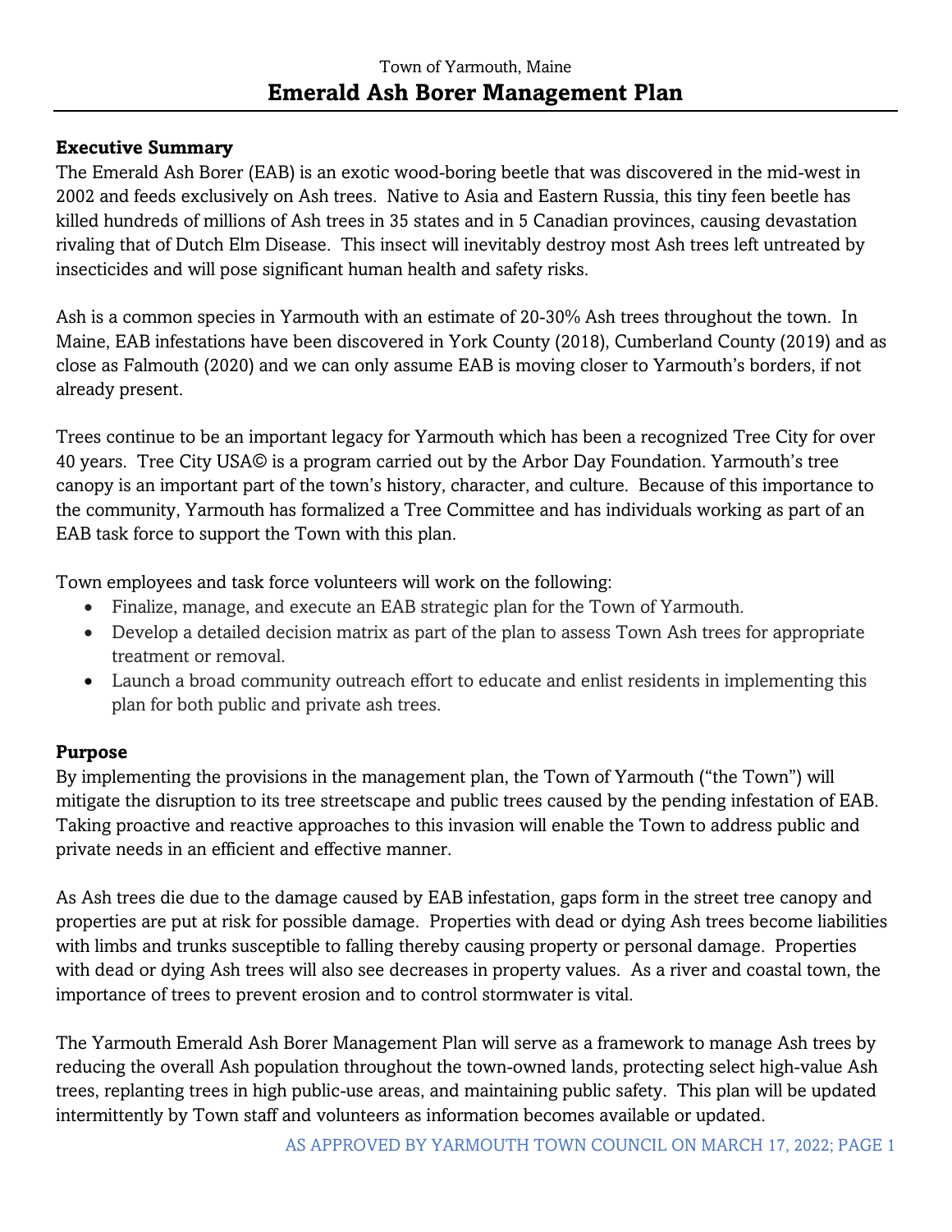Town of Yarmouth, Maine

# Emerald Ash Borer Management Plan

## Executive Summary

The Emerald Ash Borer (EAB) is an exotic wood-boring beetle that was discovered in the mid-west in 2002 and feeds exclusively on Ash trees. Native to Asia and Eastern Russia, this tiny feen beetle has killed hundreds of millions of Ash trees in 35 states and in 5 Canadian provinces, causing devastation rivaling that of Dutch Elm Disease. This insect will inevitably destroy most Ash trees left untreated by insecticides and will pose significant human health and safety risks.

Ash is a common species in Yarmouth with an estimate of 20-30% Ash trees throughout the town. In Maine, EAB infestations have been discovered in York County (2018), Cumberland County (2019) and as close as Falmouth (2020) and we can only assume EAB is moving closer to Yarmouth's borders, if not already present.

Trees continue to be an important legacy for Yarmouth which has been a recognized Tree City for over 40 years. Tree City USA© is a program carried out by the Arbor Day Foundation. Yarmouth's tree canopy is an important part of the town's history, character, and culture. Because of this importance to the community, Yarmouth has formalized a Tree Committee and has individuals working as part of an EAB task force to support the Town with this plan.

Town employees and task force volunteers will work on the following:

- Finalize, manage, and execute an EAB strategic plan for the Town of Yarmouth.
- Develop a detailed decision matrix as part of the plan to assess Town Ash trees for appropriate treatment or removal.
- Launch a broad community outreach effort to educate and enlist residents in implementing this plan for both public and private ash trees.

## Purpose

By implementing the provisions in the management plan, the Town of Yarmouth ("the Town") will mitigate the disruption to its tree streetscape and public trees caused by the pending infestation of EAB. Taking proactive and reactive approaches to this invasion will enable the Town to address public and private needs in an efficient and effective manner.

As Ash trees die due to the damage caused by EAB infestation, gaps form in the street tree canopy and properties are put at risk for possible damage. Properties with dead or dying Ash trees become liabilities with limbs and trunks susceptible to falling thereby causing property or personal damage. Properties with dead or dying Ash trees will also see decreases in property values. As a river and coastal town, the importance of trees to prevent erosion and to control stormwater is vital.

The Yarmouth Emerald Ash Borer Management Plan will serve as a framework to manage Ash trees by reducing the overall Ash population throughout the town-owned lands, protecting select high-value Ash trees, replanting trees in high public-use areas, and maintaining public safety. This plan will be updated intermittently by Town staff and volunteers as information becomes available or updated.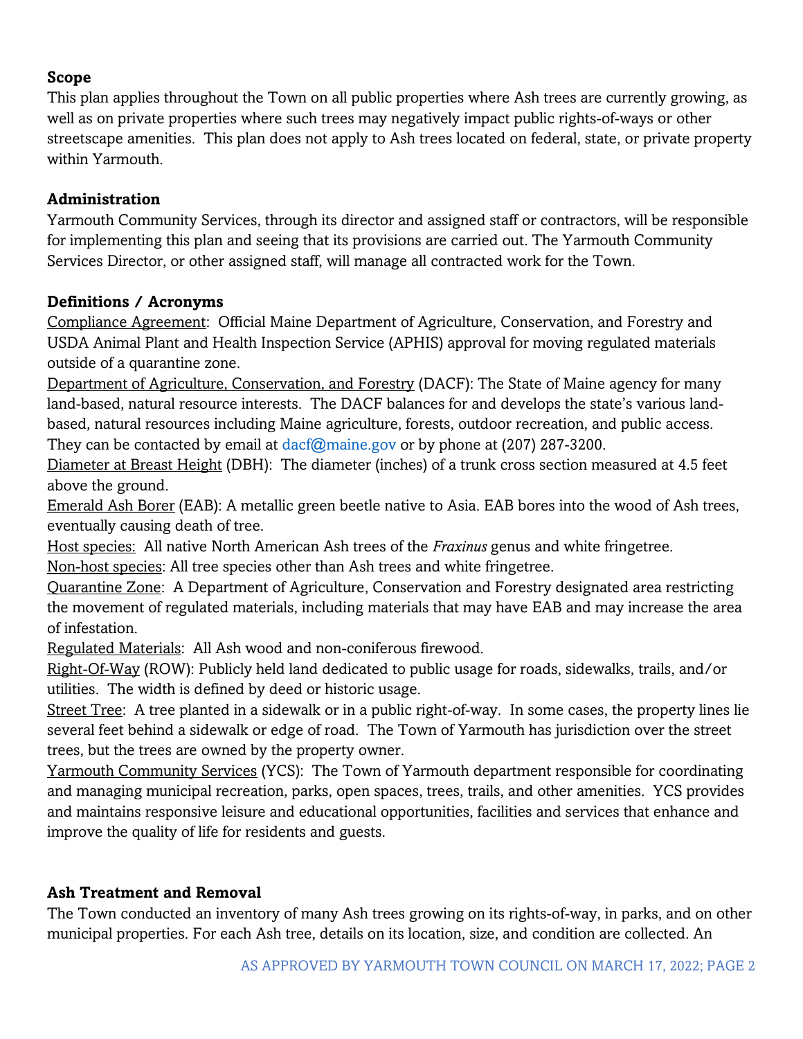## Scope

This plan applies throughout the Town on all public properties where Ash trees are currently growing, as well as on private properties where such trees may negatively impact public rights-of-ways or other streetscape amenities. This plan does not apply to Ash trees located on federal, state, or private property within Yarmouth.

## Administration

Yarmouth Community Services, through its director and assigned staff or contractors, will be responsible for implementing this plan and seeing that its provisions are carried out. The Yarmouth Community Services Director, or other assigned staff, will manage all contracted work for the Town.

## Definitions / Acronyms

Compliance Agreement: Official Maine Department of Agriculture, Conservation, and Forestry and USDA Animal Plant and Health Inspection Service (APHIS) approval for moving regulated materials outside of a quarantine zone.

Department of Agriculture, Conservation, and Forestry (DACF): The State of Maine agency for many land-based, natural resource interests. The DACF balances for and develops the state's various land-based, natural resources including Maine agriculture, forests, outdoor recreation, and public access. They can be contacted by email at dacf@maine.gov or by phone at (207) 287-3200.

Diameter at Breast Height (DBH): The diameter (inches) of a trunk cross section measured at 4.5 feet above the ground.

Emerald Ash Borer (EAB): A metallic green beetle native to Asia. EAB bores into the wood of Ash trees, eventually causing death of tree.

Host species: All native North American Ash trees of the *Fraxinus* genus and white fringetree.

Non-host species: All tree species other than Ash trees and white fringetree.

Quarantine Zone: A Department of Agriculture, Conservation and Forestry designated area restricting the movement of regulated materials, including materials that may have EAB and may increase the area of infestation.

Regulated Materials: All Ash wood and non-coniferous firewood.

Right-Of-Way (ROW): Publicly held land dedicated to public usage for roads, sidewalks, trails, and/or utilities. The width is defined by deed or historic usage.

Street Tree: A tree planted in a sidewalk or in a public right-of-way. In some cases, the property lines lie several feet behind a sidewalk or edge of road. The Town of Yarmouth has jurisdiction over the street trees, but the trees are owned by the property owner.

Yarmouth Community Services (YCS): The Town of Yarmouth department responsible for coordinating and managing municipal recreation, parks, open spaces, trees, trails, and other amenities. YCS provides and maintains responsive leisure and educational opportunities, facilities and services that enhance and improve the quality of life for residents and guests.

## Ash Treatment and Removal

The Town conducted an inventory of many Ash trees growing on its rights-of-way, in parks, and on other municipal properties. For each Ash tree, details on its location, size, and condition are collected. An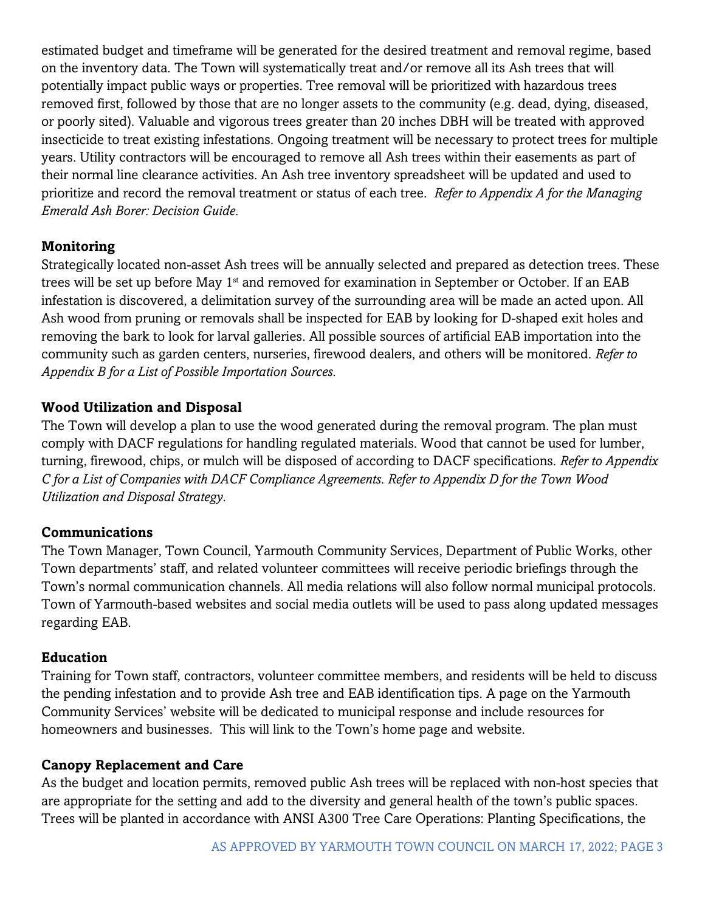estimated budget and timeframe will be generated for the desired treatment and removal regime, based on the inventory data. The Town will systematically treat and/or remove all its Ash trees that will potentially impact public ways or properties. Tree removal will be prioritized with hazardous trees removed first, followed by those that are no longer assets to the community (e.g. dead, dying, diseased, or poorly sited). Valuable and vigorous trees greater than 20 inches DBH will be treated with approved insecticide to treat existing infestations. Ongoing treatment will be necessary to protect trees for multiple years. Utility contractors will be encouraged to remove all Ash trees within their easements as part of their normal line clearance activities. An Ash tree inventory spreadsheet will be updated and used to prioritize and record the removal treatment or status of each tree. *Refer to Appendix A for the Managing Emerald Ash Borer: Decision Guide.*

**Monitoring**

Strategically located non-asset Ash trees will be annually selected and prepared as detection trees. These trees will be set up before May 1st and removed for examination in September or October. If an EAB infestation is discovered, a delimitation survey of the surrounding area will be made an acted upon. All Ash wood from pruning or removals shall be inspected for EAB by looking for D-shaped exit holes and removing the bark to look for larval galleries. All possible sources of artificial EAB importation into the community such as garden centers, nurseries, firewood dealers, and others will be monitored. *Refer to Appendix B for a List of Possible Importation Sources.*

**Wood Utilization and Disposal**

The Town will develop a plan to use the wood generated during the removal program. The plan must comply with DACF regulations for handling regulated materials. Wood that cannot be used for lumber, turning, firewood, chips, or mulch will be disposed of according to DACF specifications. *Refer to Appendix C for a List of Companies with DACF Compliance Agreements. Refer to Appendix D for the Town Wood Utilization and Disposal Strategy.*

**Communications**

The Town Manager, Town Council, Yarmouth Community Services, Department of Public Works, other Town departments' staff, and related volunteer committees will receive periodic briefings through the Town's normal communication channels. All media relations will also follow normal municipal protocols. Town of Yarmouth-based websites and social media outlets will be used to pass along updated messages regarding EAB.

**Education**

Training for Town staff, contractors, volunteer committee members, and residents will be held to discuss the pending infestation and to provide Ash tree and EAB identification tips. A page on the Yarmouth Community Services' website will be dedicated to municipal response and include resources for homeowners and businesses. This will link to the Town's home page and website.

**Canopy Replacement and Care**

As the budget and location permits, removed public Ash trees will be replaced with non-host species that are appropriate for the setting and add to the diversity and general health of the town's public spaces. Trees will be planted in accordance with ANSI A300 Tree Care Operations: Planting Specifications, the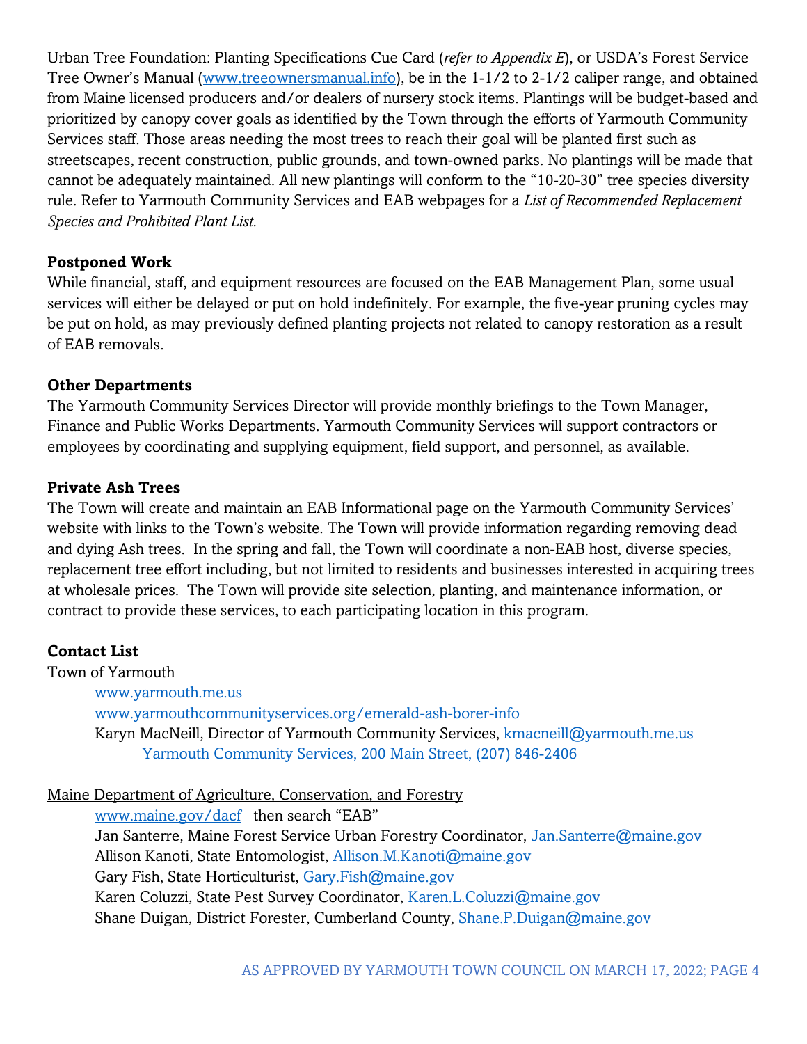Urban Tree Foundation: Planting Specifications Cue Card (*refer to Appendix E*), or USDA's Forest Service Tree Owner's Manual ([www.treeownersmanual.info](http://www.treeownersmanual.info)), be in the 1-1/2 to 2-1/2 caliper range, and obtained from Maine licensed producers and/or dealers of nursery stock items. Plantings will be budget-based and prioritized by canopy cover goals as identified by the Town through the efforts of Yarmouth Community Services staff. Those areas needing the most trees to reach their goal will be planted first such as streetscapes, recent construction, public grounds, and town-owned parks. No plantings will be made that cannot be adequately maintained. All new plantings will conform to the "10-20-30" tree species diversity rule. Refer to Yarmouth Community Services and EAB webpages for a *List of Recommended Replacement Species and Prohibited Plant List.*

**Postponed Work**

While financial, staff, and equipment resources are focused on the EAB Management Plan, some usual services will either be delayed or put on hold indefinitely. For example, the five-year pruning cycles may be put on hold, as may previously defined planting projects not related to canopy restoration as a result of EAB removals.

**Other Departments**

The Yarmouth Community Services Director will provide monthly briefings to the Town Manager, Finance and Public Works Departments. Yarmouth Community Services will support contractors or employees by coordinating and supplying equipment, field support, and personnel, as available.

**Private Ash Trees**

The Town will create and maintain an EAB Informational page on the Yarmouth Community Services' website with links to the Town's website. The Town will provide information regarding removing dead and dying Ash trees. In the spring and fall, the Town will coordinate a non-EAB host, diverse species, replacement tree effort including, but not limited to residents and businesses interested in acquiring trees at wholesale prices. The Town will provide site selection, planting, and maintenance information, or contract to provide these services, to each participating location in this program.

**Contact List**

Town of Yarmouth

- [www.yarmouth.me.us](http://www.yarmouth.me.us)
- [www.yarmouthcommunityservices.org/emerald-ash-borer-info](http://www.yarmouthcommunityservices.org/emerald-ash-borer-info)
- Karyn MacNeill, Director of Yarmouth Community Services, kmacneill@yarmouth.me.us
  - Yarmouth Community Services, 200 Main Street, (207) 846-2406

Maine Department of Agriculture, Conservation, and Forestry

- [www.maine.gov/dacf](http://www.maine.gov/dacf) then search "EAB"
- Jan Santerre, Maine Forest Service Urban Forestry Coordinator, Jan.Santerre@maine.gov
- Allison Kanoti, State Entomologist, Allison.M.Kanoti@maine.gov
- Gary Fish, State Horticulturist, Gary.Fish@maine.gov
- Karen Coluzzi, State Pest Survey Coordinator, Karen.L.Coluzzi@maine.gov
- Shane Duigan, District Forester, Cumberland County, Shane.P.Duigan@maine.gov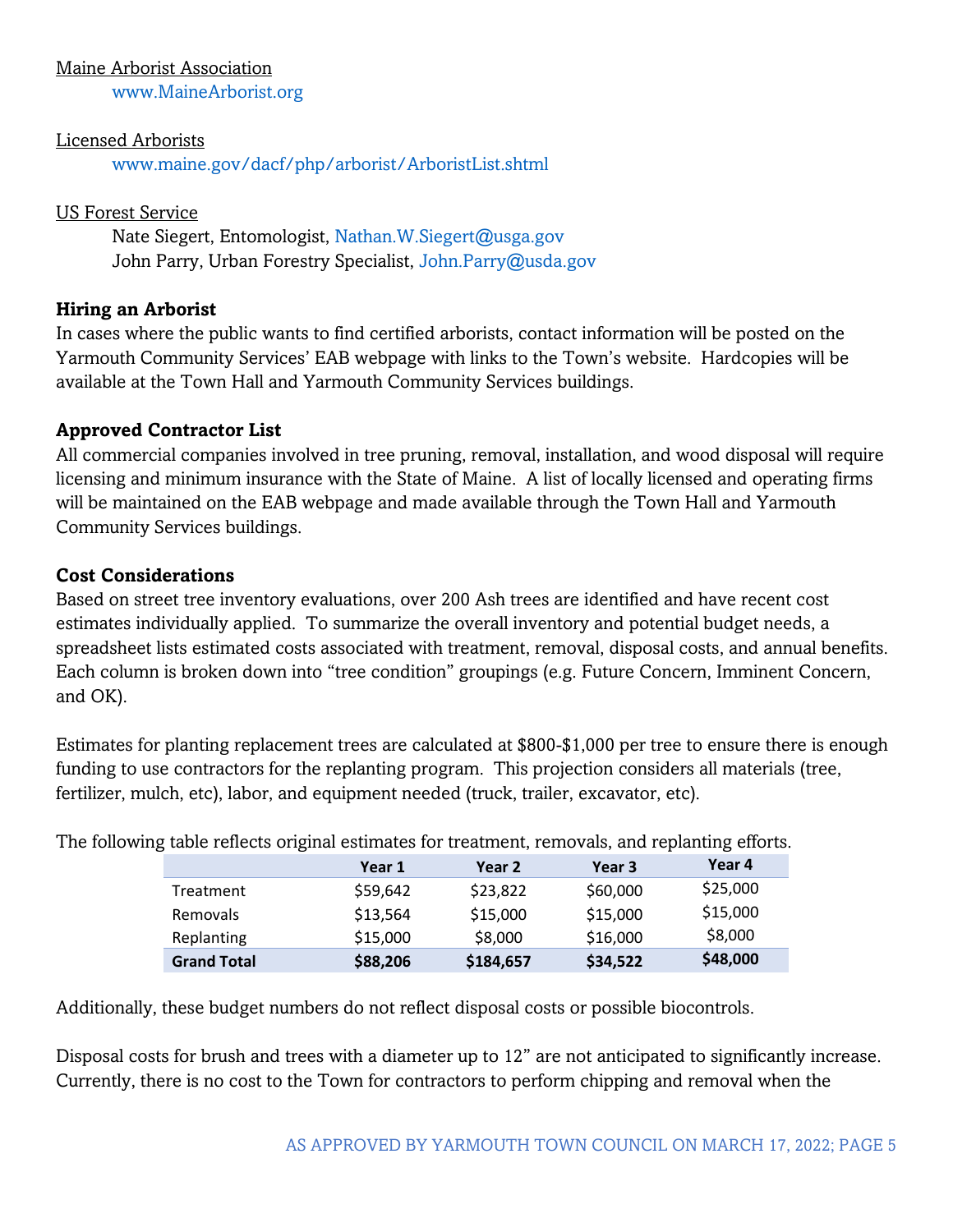Maine Arborist Association

www.MaineArborist.org

Licensed Arborists

www.maine.gov/dacf/php/arborist/ArboristList.shtml

US Forest Service

Nate Siegert, Entomologist, Nathan.W.Siegert@usga.gov
John Parry, Urban Forestry Specialist, John.Parry@usda.gov

### Hiring an Arborist

In cases where the public wants to find certified arborists, contact information will be posted on the Yarmouth Community Services' EAB webpage with links to the Town's website. Hardcopies will be available at the Town Hall and Yarmouth Community Services buildings.

### Approved Contractor List

All commercial companies involved in tree pruning, removal, installation, and wood disposal will require licensing and minimum insurance with the State of Maine. A list of locally licensed and operating firms will be maintained on the EAB webpage and made available through the Town Hall and Yarmouth Community Services buildings.

### Cost Considerations

Based on street tree inventory evaluations, over 200 Ash trees are identified and have recent cost estimates individually applied. To summarize the overall inventory and potential budget needs, a spreadsheet lists estimated costs associated with treatment, removal, disposal costs, and annual benefits. Each column is broken down into "tree condition" groupings (e.g. Future Concern, Imminent Concern, and OK).

Estimates for planting replacement trees are calculated at $800-$1,000 per tree to ensure there is enough funding to use contractors for the replanting program. This projection considers all materials (tree, fertilizer, mulch, etc), labor, and equipment needed (truck, trailer, excavator, etc).

The following table reflects original estimates for treatment, removals, and replanting efforts.

| | Year 1 | Year 2 | Year 3 | Year 4 |
|---|---|---|---|---|
| Treatment | $59,642 | $23,822 | $60,000 | $25,000 |
| Removals | $13,564 | $15,000 | $15,000 | $15,000 |
| Replanting | $15,000 | $8,000 | $16,000 | $8,000 |
| **Grand Total** | **$88,206** | **$184,657** | **$34,522** | **$48,000** |

Additionally, these budget numbers do not reflect disposal costs or possible biocontrols.

Disposal costs for brush and trees with a diameter up to 12" are not anticipated to significantly increase. Currently, there is no cost to the Town for contractors to perform chipping and removal when the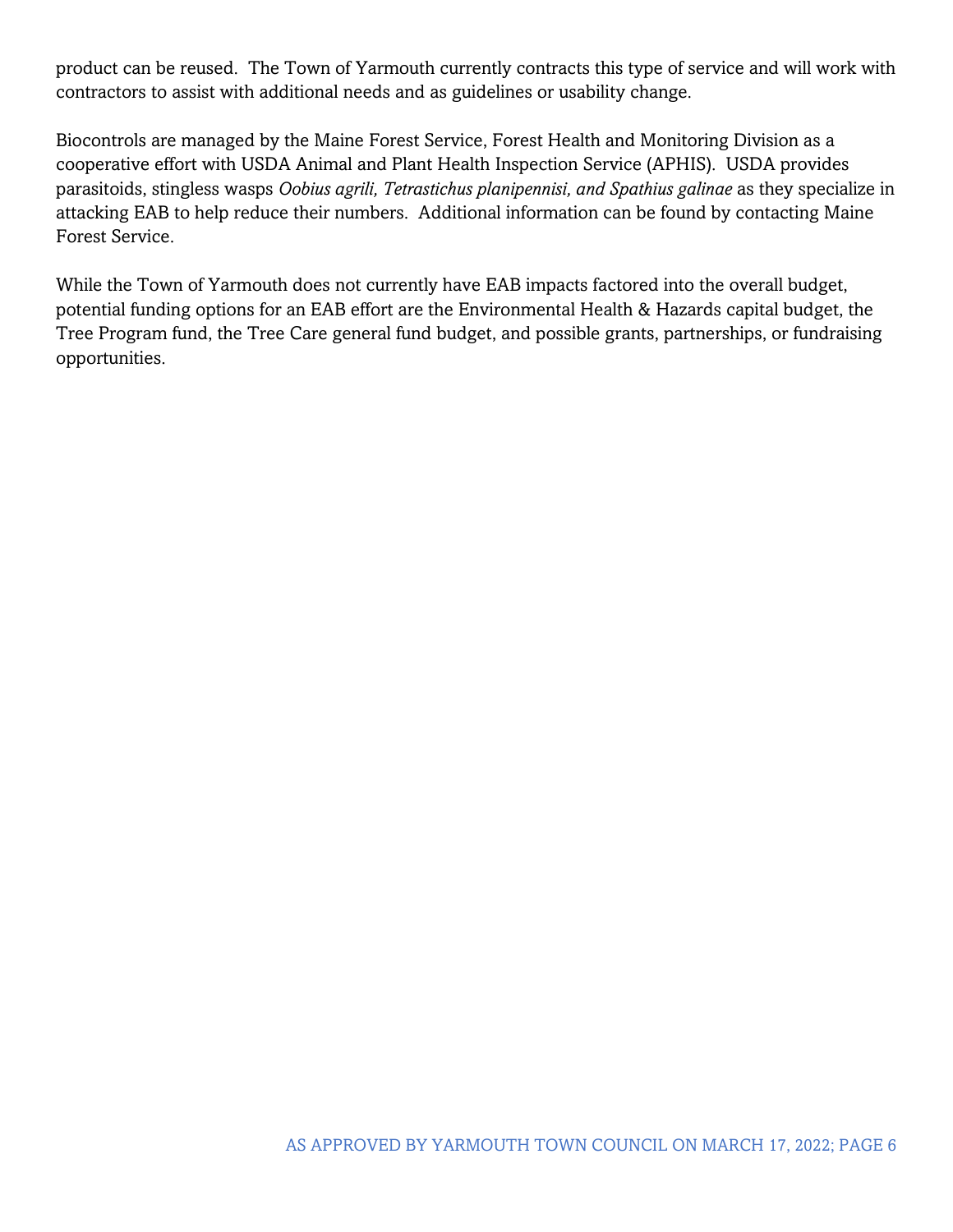product can be reused. The Town of Yarmouth currently contracts this type of service and will work with contractors to assist with additional needs and as guidelines or usability change.

Biocontrols are managed by the Maine Forest Service, Forest Health and Monitoring Division as a cooperative effort with USDA Animal and Plant Health Inspection Service (APHIS). USDA provides parasitoids, stingless wasps *Oobius agrili, Tetrastichus planipennisi, and Spathius galinae* as they specialize in attacking EAB to help reduce their numbers. Additional information can be found by contacting Maine Forest Service.

While the Town of Yarmouth does not currently have EAB impacts factored into the overall budget, potential funding options for an EAB effort are the Environmental Health & Hazards capital budget, the Tree Program fund, the Tree Care general fund budget, and possible grants, partnerships, or fundraising opportunities.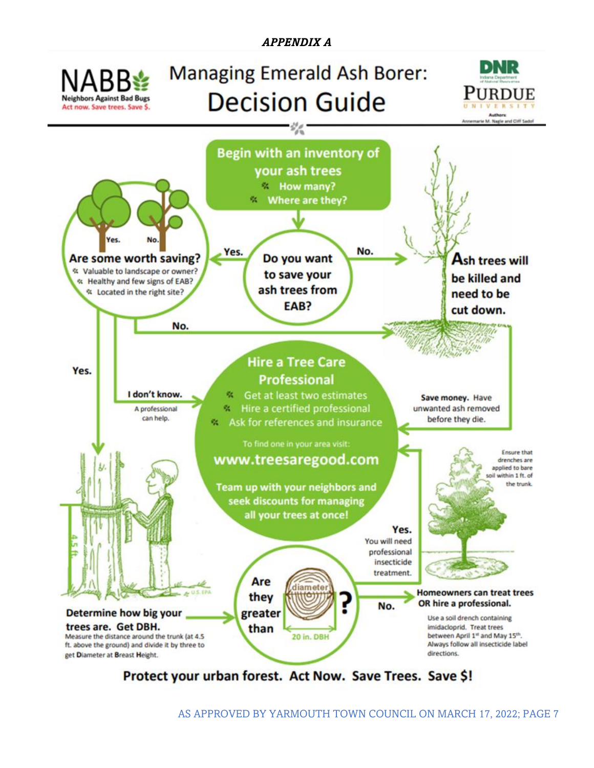***APPENDIX A***

# Managing Emerald Ash Borer: Decision Guide

NABB — Neighbors Against Bad Bugs — Act now. Save trees. Save $.

DNR Indiana Department of Natural Resources — PURDUE UNIVERSITY

Authors: Annemarie M. Nagle and Cliff Sadof

**Begin with an inventory of your ash trees**

- How many?
- Where are they?

**Do you want to save your ash trees from EAB?**

Yes. → **Are some worth saving?**

- Valuable to landscape or owner?
- Healthy and few signs of EAB?
- Located in the right site?

No. → **Ash trees will be killed and need to be cut down.**

Are some worth saving? — No. → Ash trees will be killed and need to be cut down.

Are some worth saving? — I don't know. A professional can help. → Hire a Tree Care Professional

Are some worth saving? — Yes. → Determine how big your trees are.

**Hire a Tree Care Professional**

- Get at least two estimates
- Hire a certified professional
- Ask for references and insurance

To find one in your area visit:

**www.treesaregood.com**

**Team up with your neighbors and seek discounts for managing all your trees at once!**

**Save money.** Have unwanted ash removed before they die.

**Determine how big your trees are. Get DBH.**

Measure the distance around the trunk (at 4.5 ft. above the ground) and divide it by three to get **D**iameter at **B**reast **H**eight.

**Are they greater than 20 in. DBH?**

**Yes.** You will need professional insecticide treatment.

**No.** → **Homeowners can treat trees OR hire a professional.**

Use a soil drench containing imidacloprid. Treat trees between April 1st and May 15th. Always follow all insecticide label directions.

Ensure that drenches are applied to bare soil within 1 ft. of the trunk.

**Protect your urban forest. Act Now. Save Trees. Save $!**

AS APPROVED BY YARMOUTH TOWN COUNCIL ON MARCH 17, 2022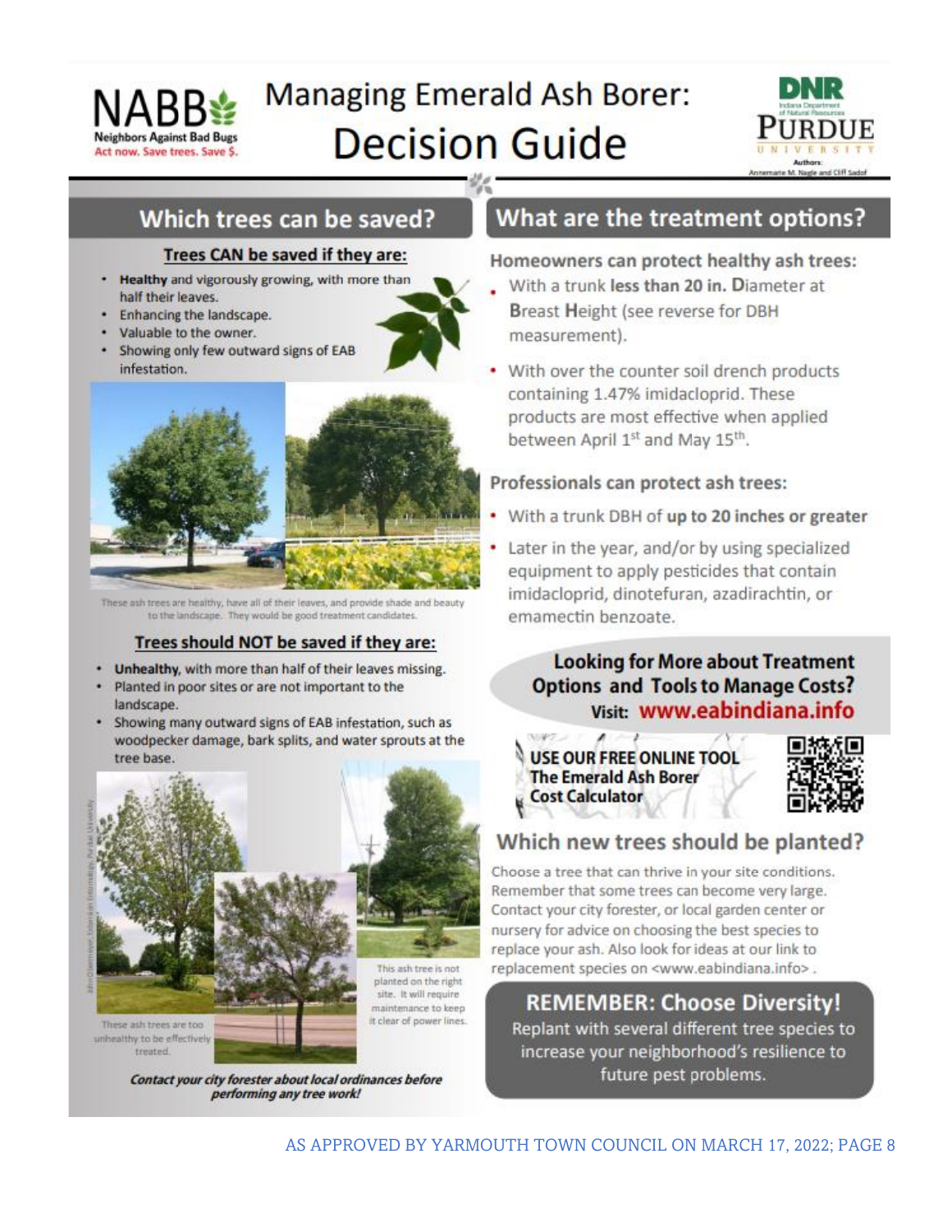NABB

Neighbors Against Bad Bugs

Act now. Save trees. Save $.

# Managing Emerald Ash Borer: Decision Guide

DNR Indiana Department of Natural Resources

PURDUE UNIVERSITY

Authors: Annemarie M. Nagle and Cliff Sadof

## Which trees can be saved?

### Trees CAN be saved if they are:

- **Healthy** and vigorously growing, with more than half their leaves.
- Enhancing the landscape.
- Valuable to the owner.
- Showing only few outward signs of EAB infestation.

These ash trees are healthy, have all of their leaves, and provide shade and beauty to the landscape. They would be good treatment candidates.

### Trees should NOT be saved if they are:

- **Unhealthy**, with more than half of their leaves missing.
- Planted in poor sites or are not important to the landscape.
- Showing many outward signs of EAB infestation, such as woodpecker damage, bark splits, and water sprouts at the tree base.

These ash trees are too unhealthy to be effectively treated.

This ash tree is not planted on the right site. It will require maintenance to keep it clear of power lines.

***Contact your city forester about local ordinances before performing any tree work!***

## What are the treatment options?

### Homeowners can protect healthy ash trees:

- With a trunk **less than 20 in. D**iameter at **B**reast **H**eight (see reverse for DBH measurement).
- With over the counter soil drench products containing 1.47% imidacloprid. These products are most effective when applied between April 1st and May 15th.

### Professionals can protect ash trees:

- With a trunk DBH of **up to 20 inches or greater**
- Later in the year, and/or by using specialized equipment to apply pesticides that contain imidacloprid, dinotefuran, azadirachtin, or emamectin benzoate.

**Looking for More about Treatment Options and Tools to Manage Costs?**

**Visit: www.eabindiana.info**

**USE OUR FREE ONLINE TOOL The Emerald Ash Borer Cost Calculator**

## Which new trees should be planted?

Choose a tree that can thrive in your site conditions. Remember that some trees can become very large. Contact your city forester, or local garden center or nursery for advice on choosing the best species to replace your ash. Also look for ideas at our link to replacement species on <www.eabindiana.info> .

### REMEMBER: Choose Diversity!

Replant with several different tree species to increase your neighborhood's resilience to future pest problems.

AS APPROVED BY YARMOUTH TOWN COUNCIL ON MARCH 17, 2022; PAGE 8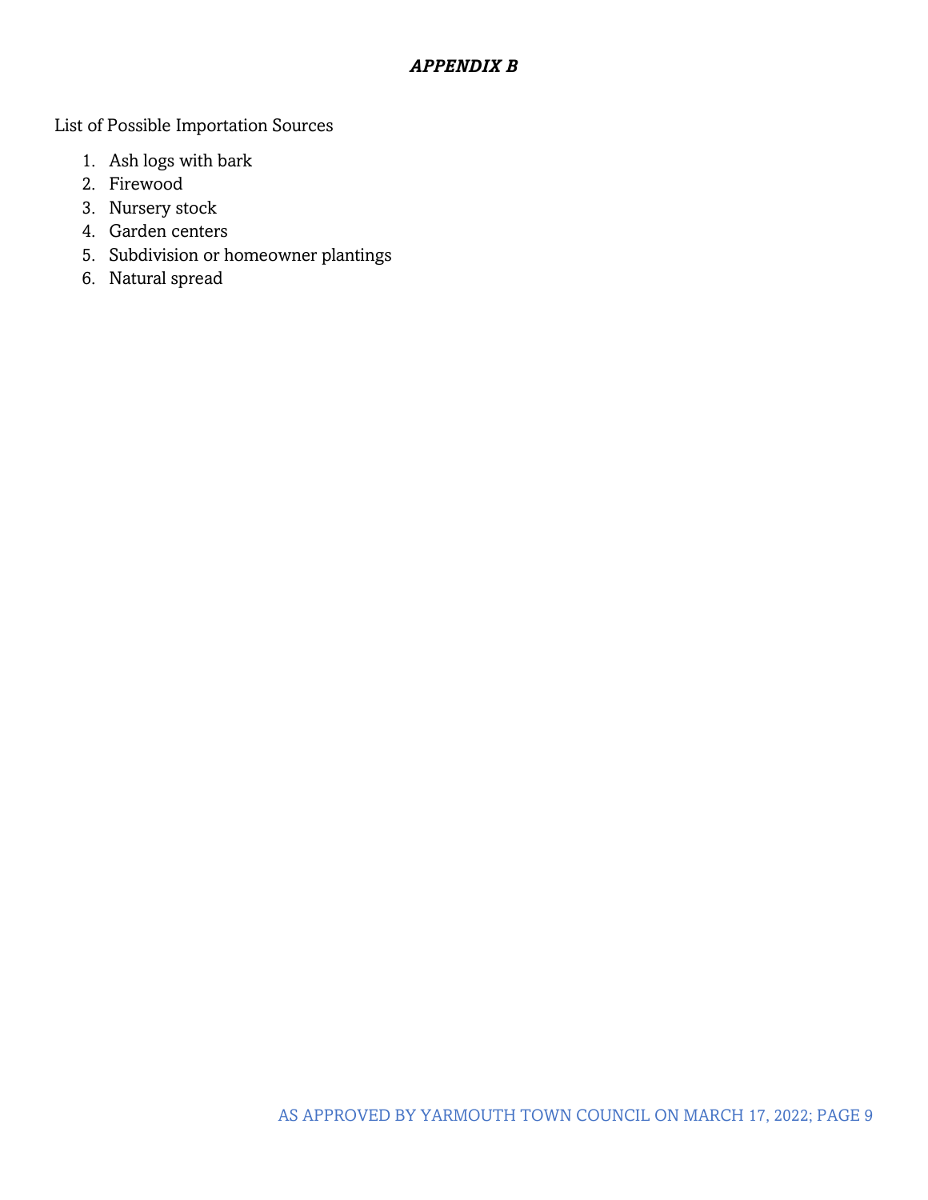## *APPENDIX B*

List of Possible Importation Sources

1. Ash logs with bark
2. Firewood
3. Nursery stock
4. Garden centers
5. Subdivision or homeowner plantings
6. Natural spread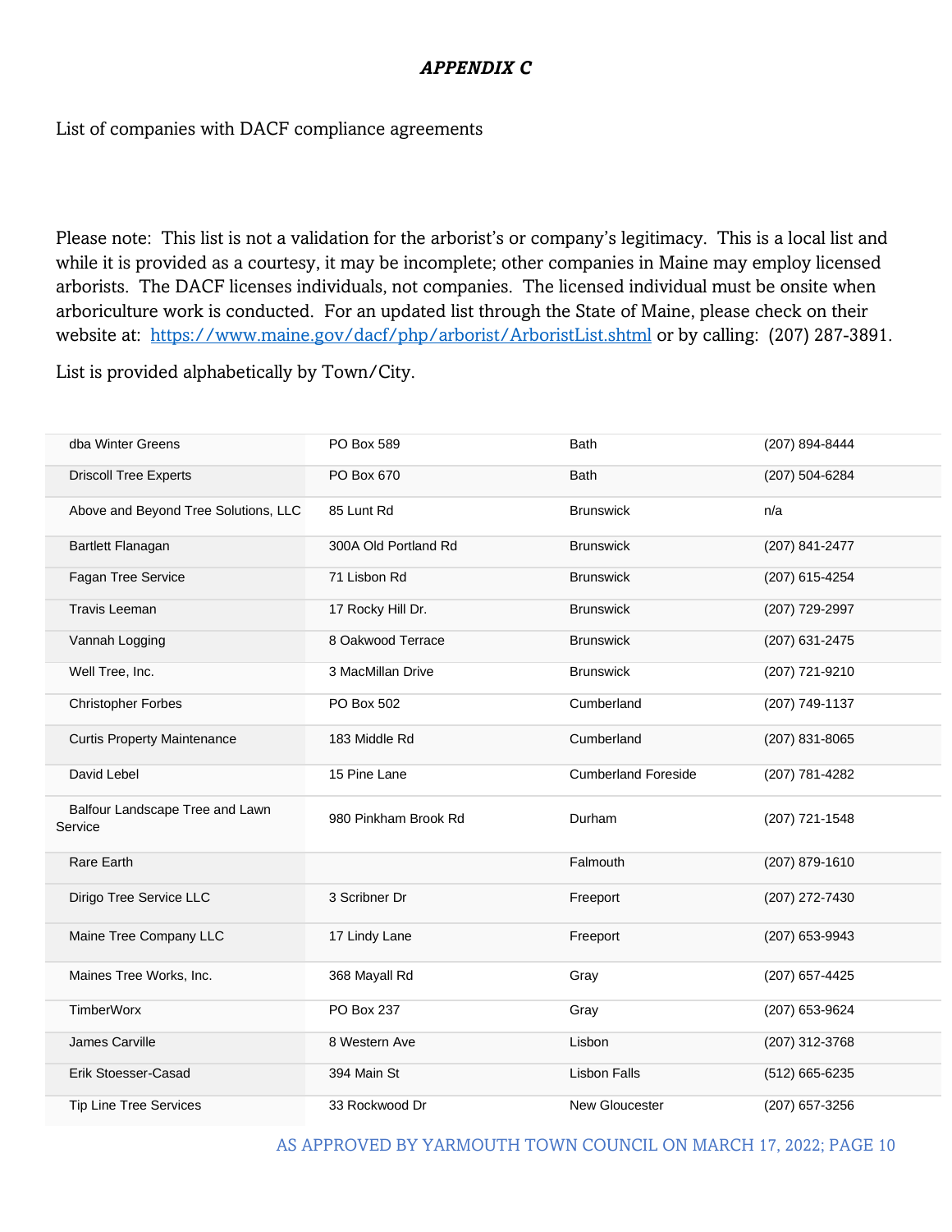### *APPENDIX C*

List of companies with DACF compliance agreements

Please note: This list is not a validation for the arborist's or company's legitimacy. This is a local list and while it is provided as a courtesy, it may be incomplete; other companies in Maine may employ licensed arborists. The DACF licenses individuals, not companies. The licensed individual must be onsite when arboriculture work is conducted. For an updated list through the State of Maine, please check on their website at: [https://www.maine.gov/dacf/php/arborist/ArboristList.shtml](https://www.maine.gov/dacf/php/arborist/ArboristList.shtml) or by calling: (207) 287-3891.

List is provided alphabetically by Town/City.

| | | | |
|---|---|---|---|
| dba Winter Greens | PO Box 589 | Bath | (207) 894-8444 |
| Driscoll Tree Experts | PO Box 670 | Bath | (207) 504-6284 |
| Above and Beyond Tree Solutions, LLC | 85 Lunt Rd | Brunswick | n/a |
| Bartlett Flanagan | 300A Old Portland Rd | Brunswick | (207) 841-2477 |
| Fagan Tree Service | 71 Lisbon Rd | Brunswick | (207) 615-4254 |
| Travis Leeman | 17 Rocky Hill Dr. | Brunswick | (207) 729-2997 |
| Vannah Logging | 8 Oakwood Terrace | Brunswick | (207) 631-2475 |
| Well Tree, Inc. | 3 MacMillan Drive | Brunswick | (207) 721-9210 |
| Christopher Forbes | PO Box 502 | Cumberland | (207) 749-1137 |
| Curtis Property Maintenance | 183 Middle Rd | Cumberland | (207) 831-8065 |
| David Lebel | 15 Pine Lane | Cumberland Foreside | (207) 781-4282 |
| Balfour Landscape Tree and Lawn Service | 980 Pinkham Brook Rd | Durham | (207) 721-1548 |
| Rare Earth | | Falmouth | (207) 879-1610 |
| Dirigo Tree Service LLC | 3 Scribner Dr | Freeport | (207) 272-7430 |
| Maine Tree Company LLC | 17 Lindy Lane | Freeport | (207) 653-9943 |
| Maines Tree Works, Inc. | 368 Mayall Rd | Gray | (207) 657-4425 |
| TimberWorx | PO Box 237 | Gray | (207) 653-9624 |
| James Carville | 8 Western Ave | Lisbon | (207) 312-3768 |
| Erik Stoesser-Casad | 394 Main St | Lisbon Falls | (512) 665-6235 |
| Tip Line Tree Services | 33 Rockwood Dr | New Gloucester | (207) 657-3256 |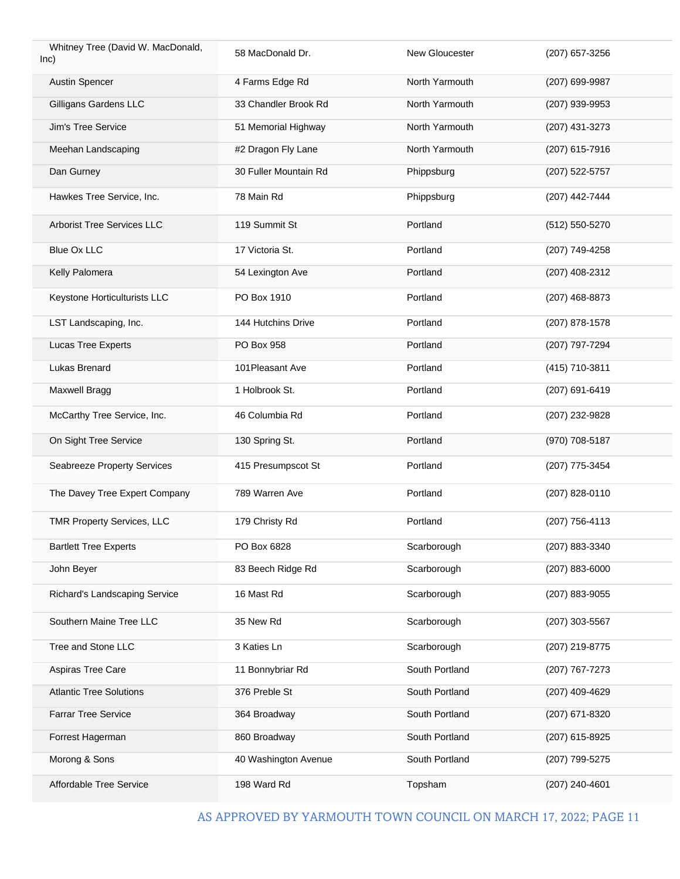| | | | |
|---|---|---|---|
| Whitney Tree (David W. MacDonald, Inc) | 58 MacDonald Dr. | New Gloucester | (207) 657-3256 |
| Austin Spencer | 4 Farms Edge Rd | North Yarmouth | (207) 699-9987 |
| Gilligans Gardens LLC | 33 Chandler Brook Rd | North Yarmouth | (207) 939-9953 |
| Jim's Tree Service | 51 Memorial Highway | North Yarmouth | (207) 431-3273 |
| Meehan Landscaping | #2 Dragon Fly Lane | North Yarmouth | (207) 615-7916 |
| Dan Gurney | 30 Fuller Mountain Rd | Phippsburg | (207) 522-5757 |
| Hawkes Tree Service, Inc. | 78 Main Rd | Phippsburg | (207) 442-7444 |
| Arborist Tree Services LLC | 119 Summit St | Portland | (512) 550-5270 |
| Blue Ox LLC | 17 Victoria St. | Portland | (207) 749-4258 |
| Kelly Palomera | 54 Lexington Ave | Portland | (207) 408-2312 |
| Keystone Horticulturists LLC | PO Box 1910 | Portland | (207) 468-8873 |
| LST Landscaping, Inc. | 144 Hutchins Drive | Portland | (207) 878-1578 |
| Lucas Tree Experts | PO Box 958 | Portland | (207) 797-7294 |
| Lukas Brenard | 101Pleasant Ave | Portland | (415) 710-3811 |
| Maxwell Bragg | 1 Holbrook St. | Portland | (207) 691-6419 |
| McCarthy Tree Service, Inc. | 46 Columbia Rd | Portland | (207) 232-9828 |
| On Sight Tree Service | 130 Spring St. | Portland | (970) 708-5187 |
| Seabreeze Property Services | 415 Presumpscot St | Portland | (207) 775-3454 |
| The Davey Tree Expert Company | 789 Warren Ave | Portland | (207) 828-0110 |
| TMR Property Services, LLC | 179 Christy Rd | Portland | (207) 756-4113 |
| Bartlett Tree Experts | PO Box 6828 | Scarborough | (207) 883-3340 |
| John Beyer | 83 Beech Ridge Rd | Scarborough | (207) 883-6000 |
| Richard's Landscaping Service | 16 Mast Rd | Scarborough | (207) 883-9055 |
| Southern Maine Tree LLC | 35 New Rd | Scarborough | (207) 303-5567 |
| Tree and Stone LLC | 3 Katies Ln | Scarborough | (207) 219-8775 |
| Aspiras Tree Care | 11 Bonnybriar Rd | South Portland | (207) 767-7273 |
| Atlantic Tree Solutions | 376 Preble St | South Portland | (207) 409-4629 |
| Farrar Tree Service | 364 Broadway | South Portland | (207) 671-8320 |
| Forrest Hagerman | 860 Broadway | South Portland | (207) 615-8925 |
| Morong & Sons | 40 Washington Avenue | South Portland | (207) 799-5275 |
| Affordable Tree Service | 198 Ward Rd | Topsham | (207) 240-4601 |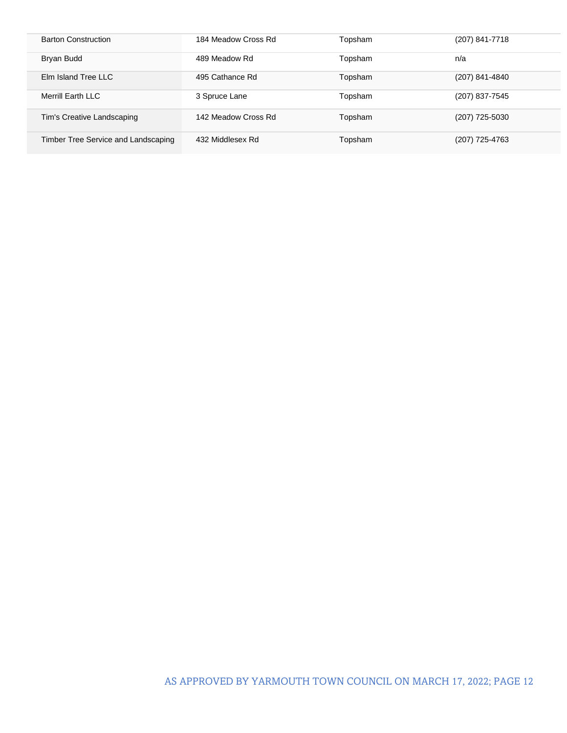| Barton Construction | 184 Meadow Cross Rd | Topsham | (207) 841-7718 |
| --- | --- | --- | --- |
| Bryan Budd | 489 Meadow Rd | Topsham | n/a |
| Elm Island Tree LLC | 495 Cathance Rd | Topsham | (207) 841-4840 |
| Merrill Earth LLC | 3 Spruce Lane | Topsham | (207) 837-7545 |
| Tim's Creative Landscaping | 142 Meadow Cross Rd | Topsham | (207) 725-5030 |
| Timber Tree Service and Landscaping | 432 Middlesex Rd | Topsham | (207) 725-4763 |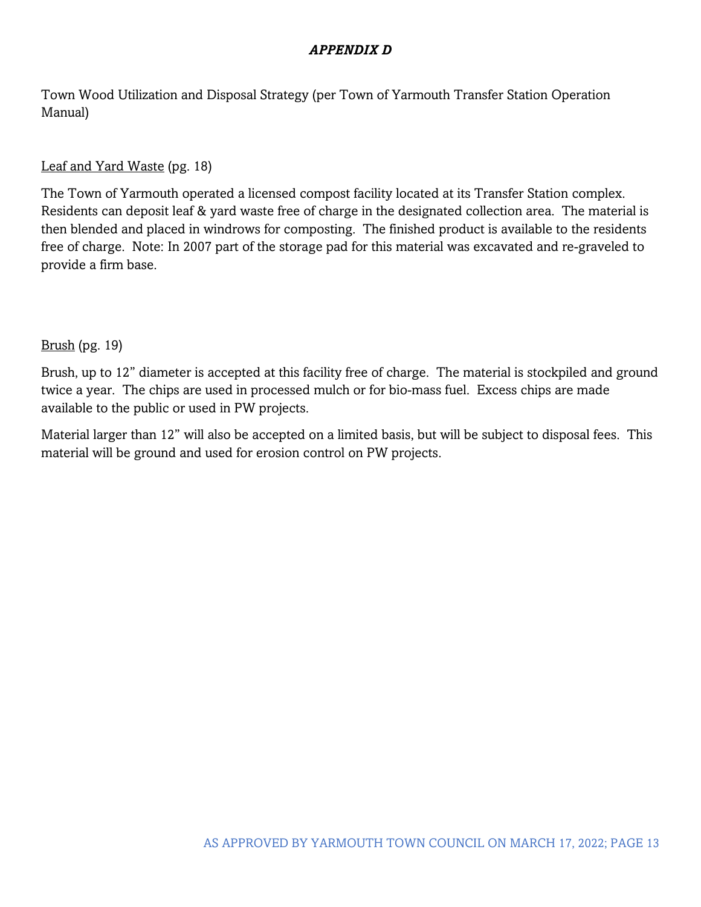## *APPENDIX D*

Town Wood Utilization and Disposal Strategy (per Town of Yarmouth Transfer Station Operation Manual)

<u>Leaf and Yard Waste</u> (pg. 18)

The Town of Yarmouth operated a licensed compost facility located at its Transfer Station complex. Residents can deposit leaf & yard waste free of charge in the designated collection area. The material is then blended and placed in windrows for composting. The finished product is available to the residents free of charge. Note: In 2007 part of the storage pad for this material was excavated and re-graveled to provide a firm base.

<u>Brush</u> (pg. 19)

Brush, up to 12" diameter is accepted at this facility free of charge. The material is stockpiled and ground twice a year. The chips are used in processed mulch or for bio-mass fuel. Excess chips are made available to the public or used in PW projects.

Material larger than 12" will also be accepted on a limited basis, but will be subject to disposal fees. This material will be ground and used for erosion control on PW projects.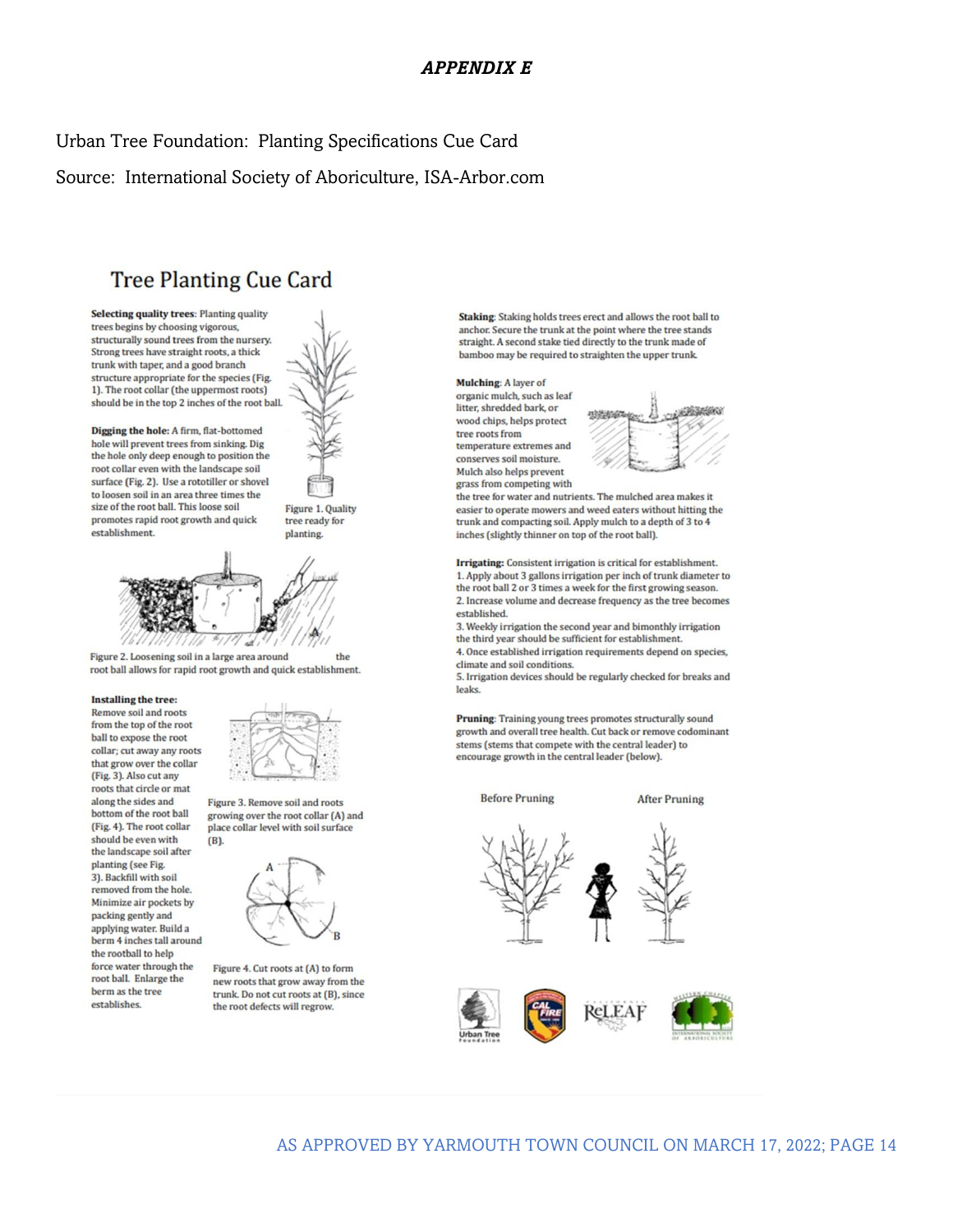***APPENDIX E***

Urban Tree Foundation: Planting Specifications Cue Card

Source: International Society of Aboriculture, ISA-Arbor.com

# Tree Planting Cue Card

**Selecting quality trees**: Planting quality trees begins by choosing vigorous, structurally sound trees from the nursery. Strong trees have straight roots, a thick trunk with taper, and a good branch structure appropriate for the species (Fig. 1). The root collar (the uppermost roots) should be in the top 2 inches of the root ball.

**Digging the hole:** A firm, flat-bottomed hole will prevent trees from sinking. Dig the hole only deep enough to position the root collar even with the landscape soil surface (Fig. 2). Use a rototiller or shovel to loosen soil in an area three times the size of the root ball. This loose soil promotes rapid root growth and quick establishment.

Figure 1. Quality tree ready for planting.

Figure 2. Loosening soil in a large area around the root ball allows for rapid root growth and quick establishment.

**Installing the tree:** Remove soil and roots from the top of the root ball to expose the root collar; cut away any roots that grow over the collar (Fig. 3). Also cut any roots that circle or mat along the sides and bottom of the root ball (Fig. 4). The root collar should be even with the landscape soil after planting (see Fig. 3). Backfill with soil removed from the hole. Minimize air pockets by packing gently and applying water. Build a berm 4 inches tall around the rootball to help force water through the root ball. Enlarge the berm as the tree establishes.

Figure 3. Remove soil and roots growing over the root collar (A) and place collar level with soil surface (B).

Figure 4. Cut roots at (A) to form new roots that grow away from the trunk. Do not cut roots at (B), since the root defects will regrow.

**Staking**: Staking holds trees erect and allows the root ball to anchor. Secure the trunk at the point where the tree stands straight. A second stake tied directly to the trunk made of bamboo may be required to straighten the upper trunk.

**Mulching**: A layer of organic mulch, such as leaf litter, shredded bark, or wood chips, helps protect tree roots from temperature extremes and conserves soil moisture. Mulch also helps prevent grass from competing with the tree for water and nutrients. The mulched area makes it easier to operate mowers and weed eaters without hitting the trunk and compacting soil. Apply mulch to a depth of 3 to 4 inches (slightly thinner on top of the root ball).

**Irrigating:** Consistent irrigation is critical for establishment.

1. Apply about 3 gallons irrigation per inch of trunk diameter to the root ball 2 or 3 times a week for the first growing season.
2. Increase volume and decrease frequency as the tree becomes established.
3. Weekly irrigation the second year and bimonthly irrigation the third year should be sufficient for establishment.
4. Once established irrigation requirements depend on species, climate and soil conditions.
5. Irrigation devices should be regularly checked for breaks and leaks.

**Pruning**: Training young trees promotes structurally sound growth and overall tree health. Cut back or remove codominant stems (stems that compete with the central leader) to encourage growth in the central leader (below).

Before Pruning

After Pruning

AS APPROVED BY YARMOUTH TOWN COUNCIL ON MARCH 17, 2022